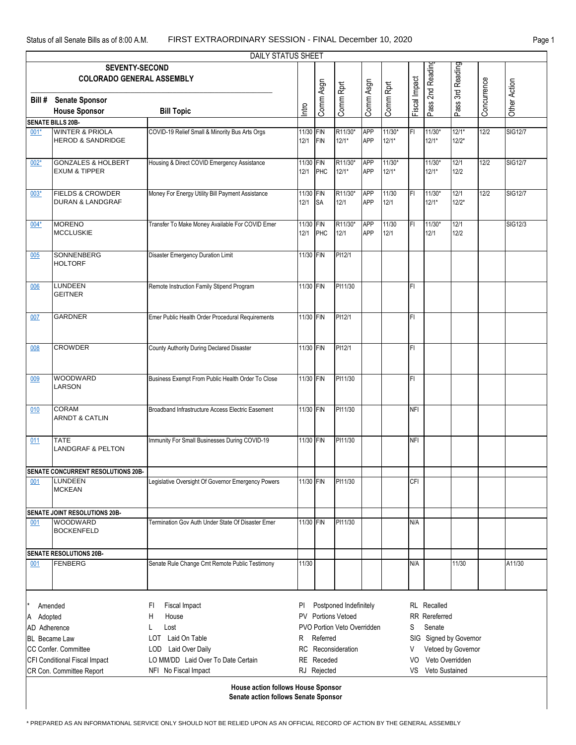Status of all Senate Bills as of 8:00 A.M. FIRST EXTRAORDINARY SESSION - FINAL December 10, 2020

DAILY STATUS SHEET

**SEVENTY-SECOND COLORADO GENERAL ASSEMBLY**

| Bill # | Senate Sponsor / House Sponsor | Bill Topic | Intro | Comm Asgn | Comm Rprt | Comm Asgn | Comm Rprt | Fiscal Impact | Pass 2nd Reading | Pass 3rd Reading | Concurrence | Other Action |
|---|---|---|---|---|---|---|---|---|---|---|---|---|
| **SENATE BILLS 20B-** | | | | | | | | | | | | |
| 001* | WINTER & PRIOLA<br>HEROD & SANDRIDGE | COVID-19 Relief Small & Minority Bus Arts Orgs | 11/30<br>12/1 | FIN<br>FIN | R11/30*<br>12/1* | APP<br>APP | 11/30*<br>12/1* | FI | 11/30*<br>12/1* | 12/1*<br>12/2* | 12/2 | SIG12/7 |
| 002* | GONZALES & HOLBERT<br>EXUM & TIPPER | Housing & Direct COVID Emergency Assistance | 11/30<br>12/1 | FIN<br>PHC | R11/30*<br>12/1* | APP<br>APP | 11/30*<br>12/1* | | 11/30*<br>12/1* | 12/1<br>12/2 | 12/2 | SIG12/7 |
| 003* | FIELDS & CROWDER<br>DURAN & LANDGRAF | Money For Energy Utility Bill Payment Assistance | 11/30<br>12/1 | FIN<br>SA | R11/30*<br>12/1 | APP<br>APP | 11/30<br>12/1 | FI | 11/30*<br>12/1* | 12/1<br>12/2* | 12/2 | SIG12/7 |
| 004* | MORENO<br>MCCLUSKIE | Transfer To Make Money Available For COVID Emer | 11/30<br>12/1 | FIN<br>PHC | R11/30*<br>12/1 | APP<br>APP | 11/30<br>12/1 | FI | 11/30*<br>12/1 | 12/1<br>12/2 | | SIG12/3 |
| 005 | SONNENBERG<br>HOLTORF | Disaster Emergency Duration Limit | 11/30 | FIN | PI12/1 | | | | | | | |
| 006 | LUNDEEN<br>GEITNER | Remote Instruction Family Stipend Program | 11/30 | FIN | PI11/30 | | | FI | | | | |
| 007 | GARDNER | Emer Public Health Order Procedural Requirements | 11/30 | FIN | PI12/1 | | | FI | | | | |
| 008 | CROWDER | County Authority During Declared Disaster | 11/30 | FIN | PI12/1 | | | FI | | | | |
| 009 | WOODWARD<br>LARSON | Business Exempt From Public Health Order To Close | 11/30 | FIN | PI11/30 | | | FI | | | | |
| 010 | CORAM<br>ARNDT & CATLIN | Broadband Infrastructure Access Electric Easement | 11/30 | FIN | PI11/30 | | | NFI | | | | |
| 011 | TATE<br>LANDGRAF & PELTON | Immunity For Small Businesses During COVID-19 | 11/30 | FIN | PI11/30 | | | NFI | | | | |
| **SENATE CONCURRENT RESOLUTIONS 20B-** | | | | | | | | | | | | |
| 001 | LUNDEEN<br>MCKEAN | Legislative Oversight Of Governor Emergency Powers | 11/30 | FIN | PI11/30 | | | CFI | | | | |
| **SENATE JOINT RESOLUTIONS 20B-** | | | | | | | | | | | | |
| 001 | WOODWARD<br>BOCKENFELD | Termination Gov Auth Under State Of Disaster Emer | 11/30 | FIN | PI11/30 | | | N/A | | | | |
| **SENATE RESOLUTIONS 20B-** | | | | | | | | | | | | |
| 001 | FENBERG | Senate Rule Change Cmt Remote Public Testimony | 11/30 | | | | | N/A | | 11/30 | | A11/30 |

| | | | |
|---|---|---|---|
| * Amended | FI Fiscal Impact | PI Postponed Indefinitely | RL Recalled |
| A Adopted | H House | PV Portions Vetoed | RR Rereferred |
| AD Adherence | L Lost | PVO Portion Veto Overridden | S Senate |
| BL Became Law | LOT Laid On Table | R Referred | SIG Signed by Governor |
| CC Confer. Committee | LOD Laid Over Daily | RC Reconsideration | V Vetoed by Governor |
| CFI Conditional Fiscal Impact | LO MM/DD Laid Over To Date Certain | RE Receded | VO Veto Overridden |
| CR Con. Committee Report | NFI No Fiscal Impact | RJ Rejected | VS Veto Sustained |

**House action follows House Sponsor**
**Senate action follows Senate Sponsor**

* PREPARED AS AN INFORMATIONAL SERVICE ONLY SHOULD NOT BE RELIED UPON AS AN OFFICIAL RECORD OF ACTION BY THE GENERAL ASSEMBLY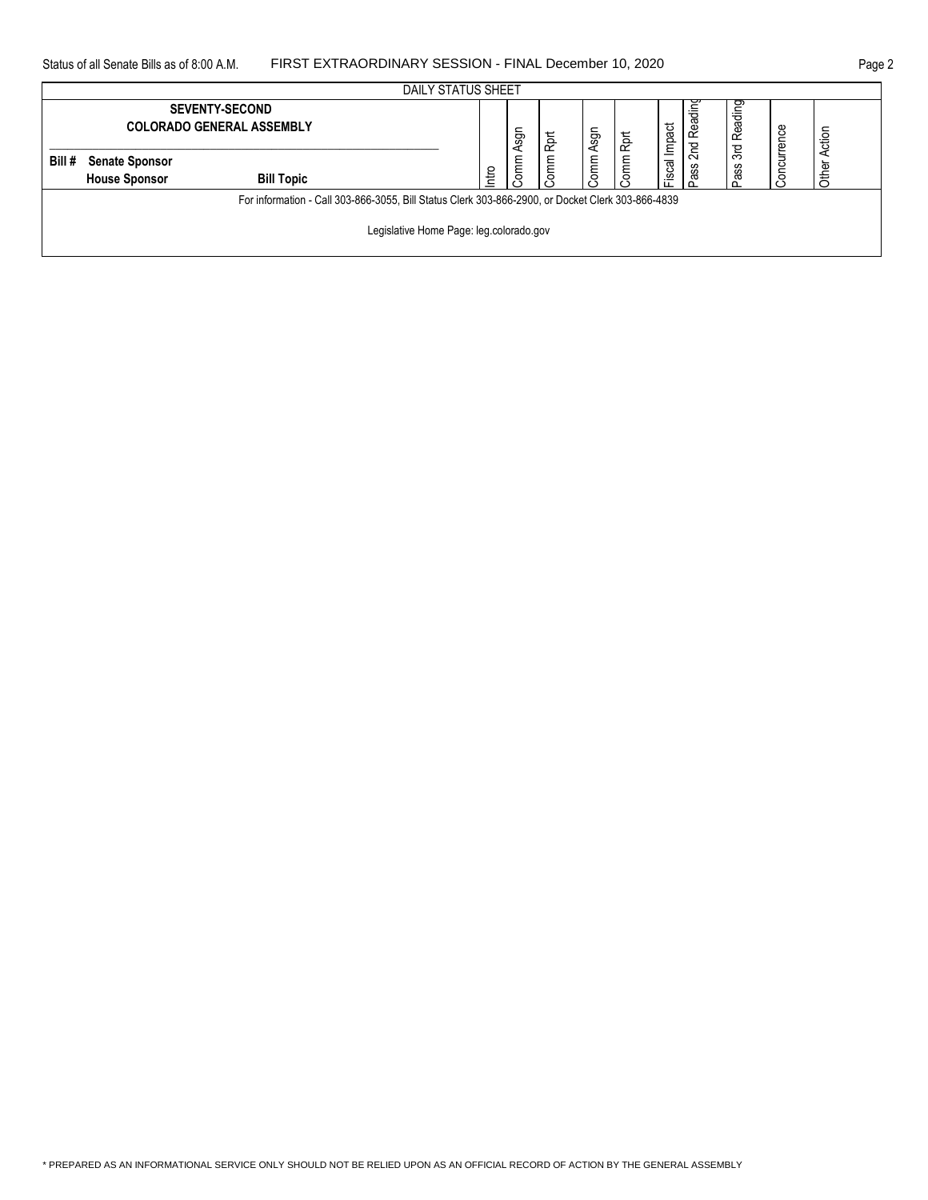Status of all Senate Bills as of 8:00 A.M. FIRST EXTRAORDINARY SESSION - FINAL December 10, 2020

DAILY STATUS SHEET

| SEVENTY-SECOND COLORADO GENERAL ASSEMBLY<br>Bill # Senate Sponsor<br>House Sponsor Bill Topic | Intro | Comm Asgn | Comm Rprt | Comm Asgn | Comm Rprt | Fiscal Impact | Pass 2nd Reading | Pass 3rd Reading | Concurrence | Other Action |
|---|---|---|---|---|---|---|---|---|---|---|

For information - Call 303-866-3055, Bill Status Clerk 303-866-2900, or Docket Clerk 303-866-4839

Legislative Home Page: leg.colorado.gov

* PREPARED AS AN INFORMATIONAL SERVICE ONLY SHOULD NOT BE RELIED UPON AS AN OFFICIAL RECORD OF ACTION BY THE GENERAL ASSEMBLY